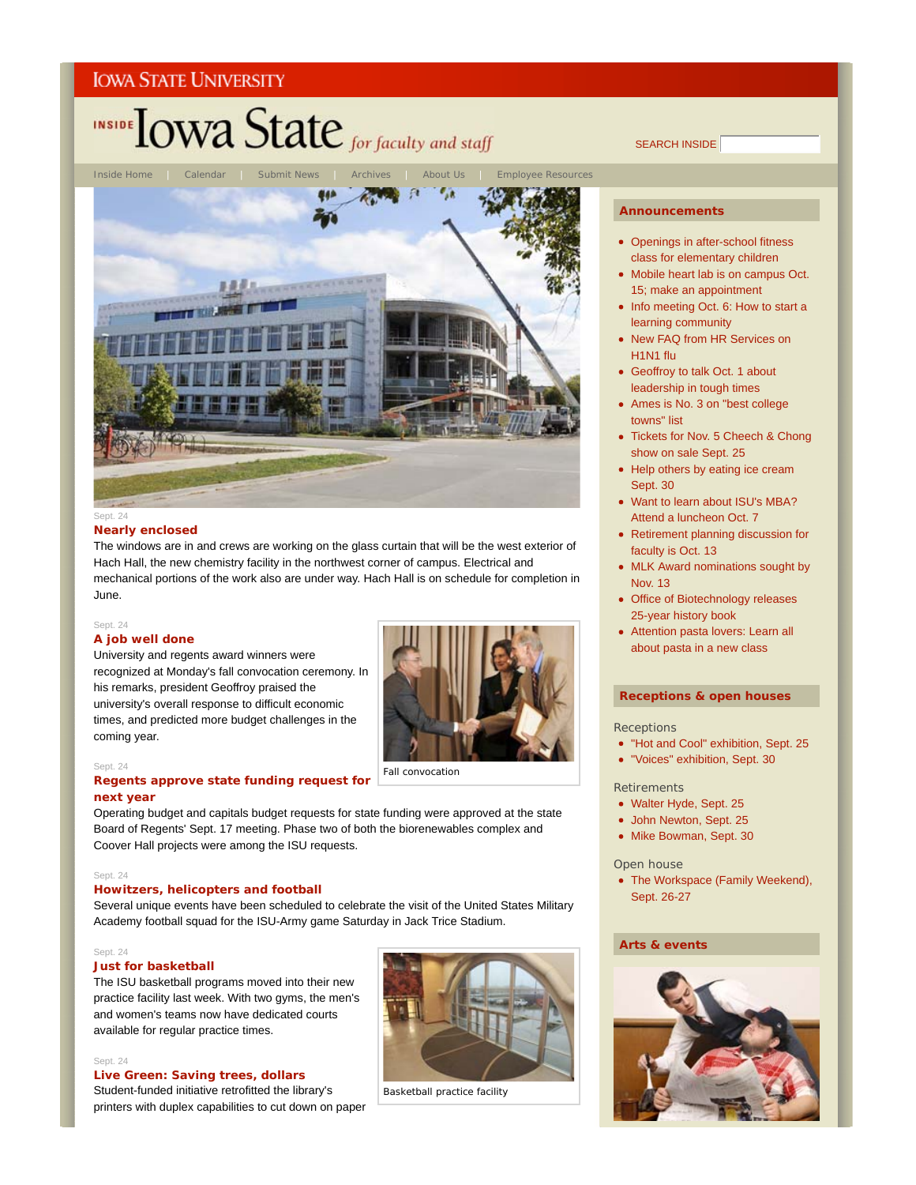IOWA STATE UNIVERSITY

# INSIDE Iowa State *for faculty and staff*

SEARCH INSIDE

Inside Home | Calendar | Submit News | Archives | About Us | Employee Resources

Sept. 24

### Nearly enclosed

The windows are in and crews are working on the glass curtain that will be the west exterior of Hach Hall, the new chemistry facility in the northwest corner of campus. Electrical and mechanical portions of the work also are under way. Hach Hall is on schedule for completion in June.

Sept. 24

### A job well done

University and regents award winners were recognized at Monday's fall convocation ceremony. In his remarks, president Geoffroy praised the university's overall response to difficult economic times, and predicted more budget challenges in the coming year.

Fall convocation

Sept. 24

### Regents approve state funding request for next year

Operating budget and capitals budget requests for state funding were approved at the state Board of Regents' Sept. 17 meeting. Phase two of both the biorenewables complex and Coover Hall projects were among the ISU requests.

Sept. 24

### Howitzers, helicopters and football

Several unique events have been scheduled to celebrate the visit of the United States Military Academy football squad for the ISU-Army game Saturday in Jack Trice Stadium.

Sept. 24

### Just for basketball

The ISU basketball programs moved into their new practice facility last week. With two gyms, the men's and women's teams now have dedicated courts available for regular practice times.

Basketball practice facility

Sept. 24

### Live Green: Saving trees, dollars

Student-funded initiative retrofitted the library's printers with duplex capabilities to cut down on paper

## Announcements

- Openings in after-school fitness class for elementary children
- Mobile heart lab is on campus Oct. 15; make an appointment
- Info meeting Oct. 6: How to start a learning community
- New FAQ from HR Services on H1N1 flu
- Geoffroy to talk Oct. 1 about leadership in tough times
- Ames is No. 3 on "best college towns" list
- Tickets for Nov. 5 Cheech & Chong show on sale Sept. 25
- Help others by eating ice cream Sept. 30
- Want to learn about ISU's MBA? Attend a luncheon Oct. 7
- Retirement planning discussion for faculty is Oct. 13
- MLK Award nominations sought by Nov. 13
- Office of Biotechnology releases 25-year history book
- Attention pasta lovers: Learn all about pasta in a new class

## Receptions & open houses

Receptions

- "Hot and Cool" exhibition, Sept. 25
- "Voices" exhibition, Sept. 30

Retirements

- Walter Hyde, Sept. 25
- John Newton, Sept. 25
- Mike Bowman, Sept. 30

Open house

- The Workspace (Family Weekend), Sept. 26-27

## Arts & events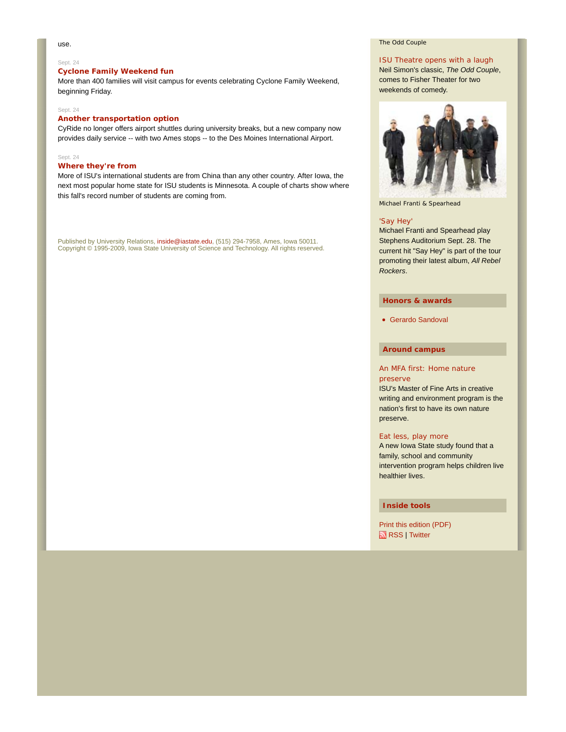use.

Sept. 24

**Cyclone Family Weekend fun**

More than 400 families will visit campus for events celebrating Cyclone Family Weekend, beginning Friday.

Sept. 24

**Another transportation option**

CyRide no longer offers airport shuttles during university breaks, but a new company now provides daily service -- with two Ames stops -- to the Des Moines International Airport.

Sept. 24

**Where they're from**

More of ISU's international students are from China than any other country. After Iowa, the next most popular home state for ISU students is Minnesota. A couple of charts show where this fall's record number of students are coming from.

Published by University Relations, inside@iastate.edu, (515) 294-7958, Ames, Iowa 50011.
Copyright © 1995-2009, Iowa State University of Science and Technology. All rights reserved.

The Odd Couple

ISU Theatre opens with a laugh

Neil Simon's classic, *The Odd Couple*, comes to Fisher Theater for two weekends of comedy.

Michael Franti & Spearhead

'Say Hey'

Michael Franti and Spearhead play Stephens Auditorium Sept. 28. The current hit "Say Hey" is part of the tour promoting their latest album, *All Rebel Rockers*.

## Honors & awards

- Gerardo Sandoval

## Around campus

An MFA first: Home nature preserve

ISU's Master of Fine Arts in creative writing and environment program is the nation's first to have its own nature preserve.

Eat less, play more

A new Iowa State study found that a family, school and community intervention program helps children live healthier lives.

## Inside tools

Print this edition (PDF)

RSS | Twitter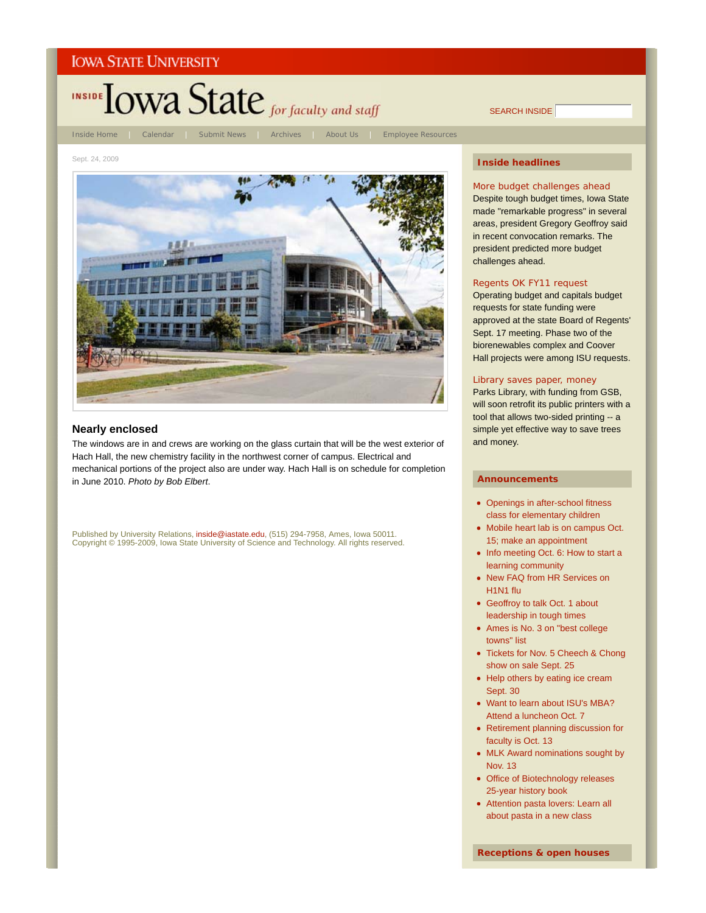IOWA STATE UNIVERSITY

# INSIDE Iowa State *for faculty and staff*

SEARCH INSIDE

Inside Home | Calendar | Submit News | Archives | About Us | Employee Resources

Sept. 24, 2009

**Nearly enclosed**

The windows are in and crews are working on the glass curtain that will be the west exterior of Hach Hall, the new chemistry facility in the northwest corner of campus. Electrical and mechanical portions of the project also are under way. Hach Hall is on schedule for completion in June 2010. *Photo by Bob Elbert*.

Published by University Relations, inside@iastate.edu, (515) 294-7958, Ames, Iowa 50011.
Copyright © 1995-2009, Iowa State University of Science and Technology. All rights reserved.

## Inside headlines

**More budget challenges ahead**
Despite tough budget times, Iowa State made "remarkable progress" in several areas, president Gregory Geoffroy said in recent convocation remarks. The president predicted more budget challenges ahead.

**Regents OK FY11 request**
Operating budget and capitals budget requests for state funding were approved at the state Board of Regents' Sept. 17 meeting. Phase two of the biorenewables complex and Coover Hall projects were among ISU requests.

**Library saves paper, money**
Parks Library, with funding from GSB, will soon retrofit its public printers with a tool that allows two-sided printing -- a simple yet effective way to save trees and money.

## Announcements

- Openings in after-school fitness class for elementary children
- Mobile heart lab is on campus Oct. 15; make an appointment
- Info meeting Oct. 6: How to start a learning community
- New FAQ from HR Services on H1N1 flu
- Geoffroy to talk Oct. 1 about leadership in tough times
- Ames is No. 3 on "best college towns" list
- Tickets for Nov. 5 Cheech & Chong show on sale Sept. 25
- Help others by eating ice cream Sept. 30
- Want to learn about ISU's MBA? Attend a luncheon Oct. 7
- Retirement planning discussion for faculty is Oct. 13
- MLK Award nominations sought by Nov. 13
- Office of Biotechnology releases 25-year history book
- Attention pasta lovers: Learn all about pasta in a new class

## Receptions & open houses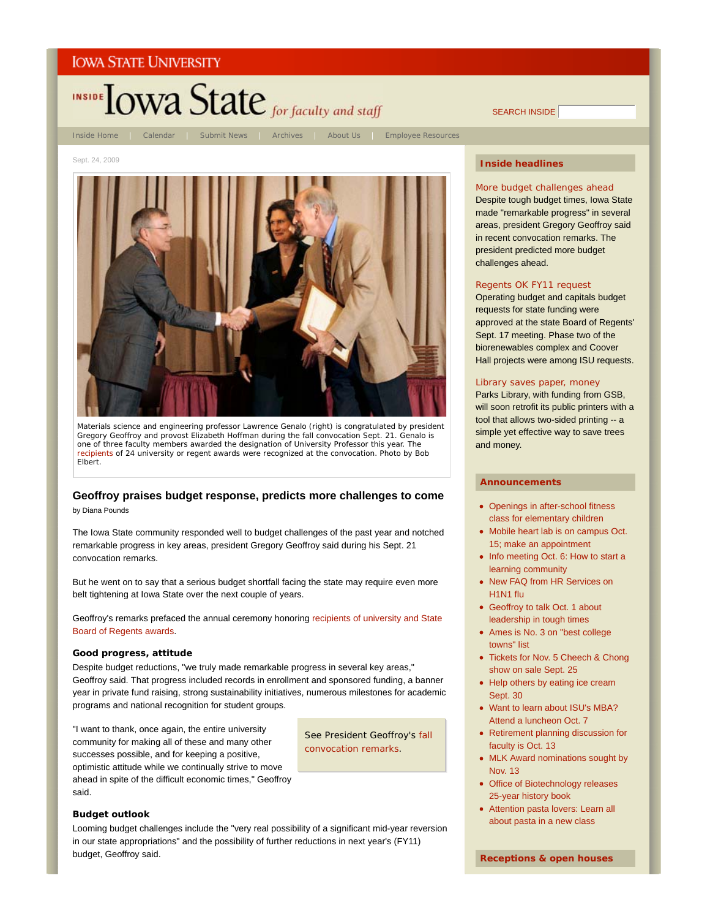IOWA STATE UNIVERSITY

INSIDE Iowa State *for faculty and staff*

SEARCH INSIDE

Inside Home | Calendar | Submit News | Archives | About Us | Employee Resources

Sept. 24, 2009

Materials science and engineering professor Lawrence Genalo (right) is congratulated by president Gregory Geoffroy and provost Elizabeth Hoffman during the fall convocation Sept. 21. Genalo is one of three faculty members awarded the designation of University Professor this year. The recipients of 24 university or regent awards were recognized at the convocation. Photo by Bob Elbert.

## Geoffroy praises budget response, predicts more challenges to come

by Diana Pounds

The Iowa State community responded well to budget challenges of the past year and notched remarkable progress in key areas, president Gregory Geoffroy said during his Sept. 21 convocation remarks.

But he went on to say that a serious budget shortfall facing the state may require even more belt tightening at Iowa State over the next couple of years.

Geoffroy's remarks prefaced the annual ceremony honoring recipients of university and State Board of Regents awards.

### Good progress, attitude

Despite budget reductions, "we truly made remarkable progress in several key areas," Geoffroy said. That progress included records in enrollment and sponsored funding, a banner year in private fund raising, strong sustainability initiatives, numerous milestones for academic programs and national recognition for student groups.

"I want to thank, once again, the entire university community for making all of these and many other successes possible, and for keeping a positive, optimistic attitude while we continually strive to move ahead in spite of the difficult economic times," Geoffroy said.

See President Geoffroy's fall convocation remarks.

### Budget outlook

Looming budget challenges include the "very real possibility of a significant mid-year reversion in our state appropriations" and the possibility of further reductions in next year's (FY11) budget, Geoffroy said.

## Inside headlines

**More budget challenges ahead**
Despite tough budget times, Iowa State made "remarkable progress" in several areas, president Gregory Geoffroy said in recent convocation remarks. The president predicted more budget challenges ahead.

**Regents OK FY11 request**
Operating budget and capitals budget requests for state funding were approved at the state Board of Regents' Sept. 17 meeting. Phase two of the biorenewables complex and Coover Hall projects were among ISU requests.

**Library saves paper, money**
Parks Library, with funding from GSB, will soon retrofit its public printers with a tool that allows two-sided printing -- a simple yet effective way to save trees and money.

## Announcements

- Openings in after-school fitness class for elementary children
- Mobile heart lab is on campus Oct. 15; make an appointment
- Info meeting Oct. 6: How to start a learning community
- New FAQ from HR Services on H1N1 flu
- Geoffroy to talk Oct. 1 about leadership in tough times
- Ames is No. 3 on "best college towns" list
- Tickets for Nov. 5 Cheech & Chong show on sale Sept. 25
- Help others by eating ice cream Sept. 30
- Want to learn about ISU's MBA? Attend a luncheon Oct. 7
- Retirement planning discussion for faculty is Oct. 13
- MLK Award nominations sought by Nov. 13
- Office of Biotechnology releases 25-year history book
- Attention pasta lovers: Learn all about pasta in a new class

## Receptions & open houses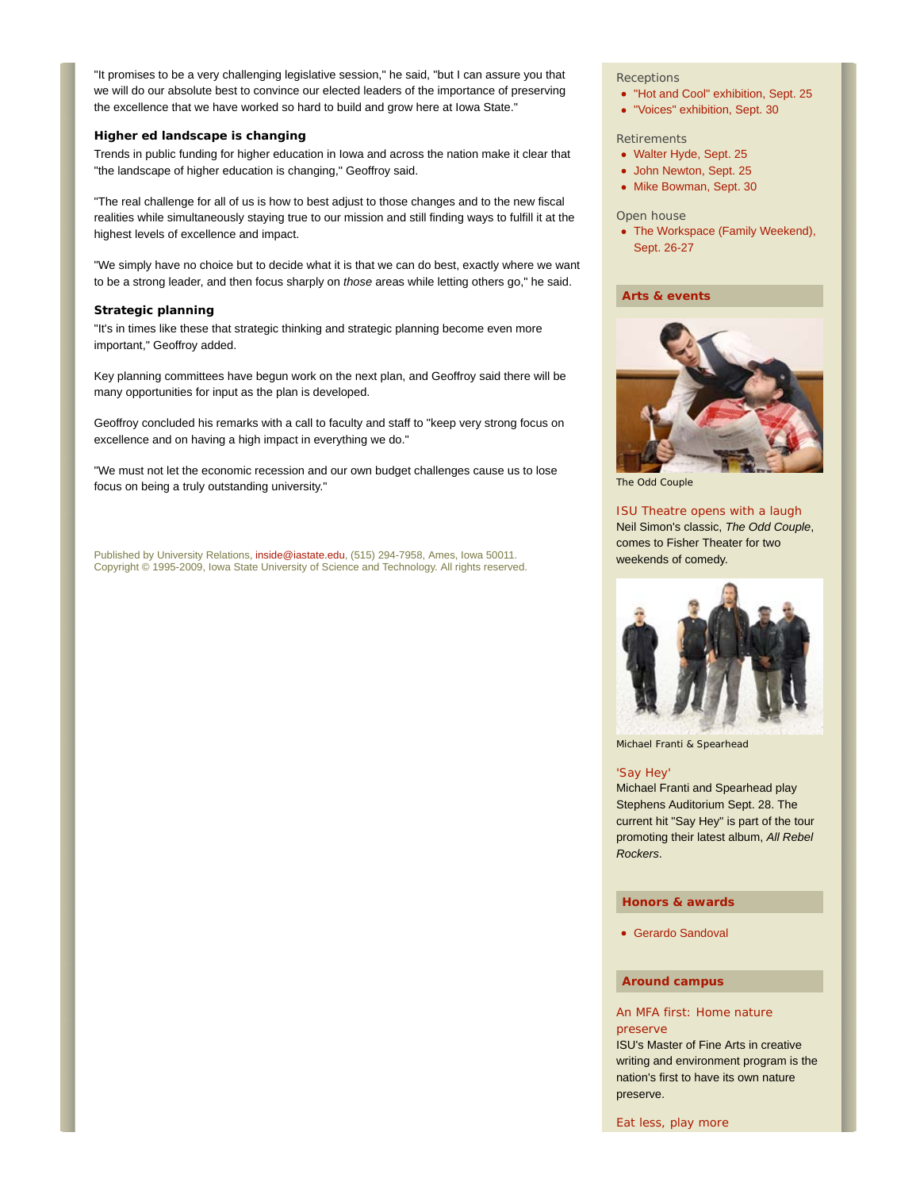"It promises to be a very challenging legislative session," he said, "but I can assure you that we will do our absolute best to convince our elected leaders of the importance of preserving the excellence that we have worked so hard to build and grow here at Iowa State."

### Higher ed landscape is changing

Trends in public funding for higher education in Iowa and across the nation make it clear that "the landscape of higher education is changing," Geoffroy said.

"The real challenge for all of us is how to best adjust to those changes and to the new fiscal realities while simultaneously staying true to our mission and still finding ways to fulfill it at the highest levels of excellence and impact.

"We simply have no choice but to decide what it is that we can do best, exactly where we want to be a strong leader, and then focus sharply on *those* areas while letting others go," he said.

### Strategic planning

"It's in times like these that strategic thinking and strategic planning become even more important," Geoffroy added.

Key planning committees have begun work on the next plan, and Geoffroy said there will be many opportunities for input as the plan is developed.

Geoffroy concluded his remarks with a call to faculty and staff to "keep very strong focus on excellence and on having a high impact in everything we do."

"We must not let the economic recession and our own budget challenges cause us to lose focus on being a truly outstanding university."

Published by University Relations, inside@iastate.edu, (515) 294-7958, Ames, Iowa 50011.
Copyright © 1995-2009, Iowa State University of Science and Technology. All rights reserved.

Receptions

- "Hot and Cool" exhibition, Sept. 25
- "Voices" exhibition, Sept. 30

Retirements

- Walter Hyde, Sept. 25
- John Newton, Sept. 25
- Mike Bowman, Sept. 30

Open house

- The Workspace (Family Weekend), Sept. 26-27

## Arts & events

The Odd Couple

ISU Theatre opens with a laugh

Neil Simon's classic, *The Odd Couple*, comes to Fisher Theater for two weekends of comedy.

Michael Franti & Spearhead

'Say Hey'

Michael Franti and Spearhead play Stephens Auditorium Sept. 28. The current hit "Say Hey" is part of the tour promoting their latest album, *All Rebel Rockers*.

## Honors & awards

- Gerardo Sandoval

## Around campus

An MFA first: Home nature preserve

ISU's Master of Fine Arts in creative writing and environment program is the nation's first to have its own nature preserve.

Eat less, play more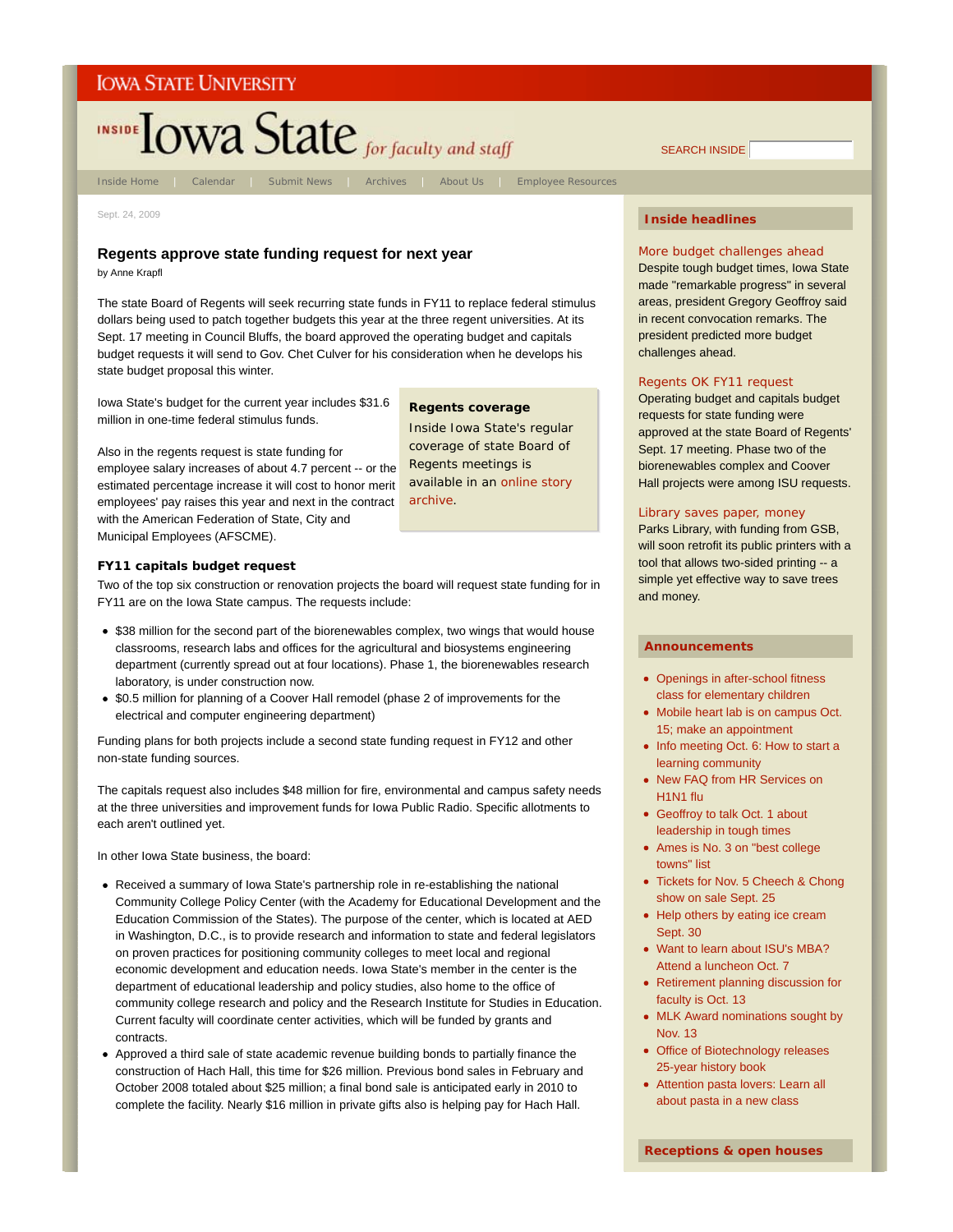IOWA STATE UNIVERSITY

INSIDE Iowa State *for faculty and staff*

SEARCH INSIDE

Inside Home | Calendar | Submit News | Archives | About Us | Employee Resources

Sept. 24, 2009

## Regents approve state funding request for next year

by Anne Krapfl

The state Board of Regents will seek recurring state funds in FY11 to replace federal stimulus dollars being used to patch together budgets this year at the three regent universities. At its Sept. 17 meeting in Council Bluffs, the board approved the operating budget and capitals budget requests it will send to Gov. Chet Culver for his consideration when he develops his state budget proposal this winter.

Iowa State's budget for the current year includes $31.6 million in one-time federal stimulus funds.

Also in the regents request is state funding for employee salary increases of about 4.7 percent -- or the estimated percentage increase it will cost to honor merit employees' pay raises this year and next in the contract with the American Federation of State, City and Municipal Employees (AFSCME).

> **Regents coverage**
>
> Inside Iowa State's regular coverage of state Board of Regents meetings is available in an online story archive.

### FY11 capitals budget request

Two of the top six construction or renovation projects the board will request state funding for in FY11 are on the Iowa State campus. The requests include:

- $38 million for the second part of the biorenewables complex, two wings that would house classrooms, research labs and offices for the agricultural and biosystems engineering department (currently spread out at four locations). Phase 1, the biorenewables research laboratory, is under construction now.
- $0.5 million for planning of a Coover Hall remodel (phase 2 of improvements for the electrical and computer engineering department)

Funding plans for both projects include a second state funding request in FY12 and other non-state funding sources.

The capitals request also includes $48 million for fire, environmental and campus safety needs at the three universities and improvement funds for Iowa Public Radio. Specific allotments to each aren't outlined yet.

In other Iowa State business, the board:

- Received a summary of Iowa State's partnership role in re-establishing the national Community College Policy Center (with the Academy for Educational Development and the Education Commission of the States). The purpose of the center, which is located at AED in Washington, D.C., is to provide research and information to state and federal legislators on proven practices for positioning community colleges to meet local and regional economic development and education needs. Iowa State's member in the center is the department of educational leadership and policy studies, also home to the office of community college research and policy and the Research Institute for Studies in Education. Current faculty will coordinate center activities, which will be funded by grants and contracts.
- Approved a third sale of state academic revenue building bonds to partially finance the construction of Hach Hall, this time for $26 million. Previous bond sales in February and October 2008 totaled about $25 million; a final bond sale is anticipated early in 2010 to complete the facility. Nearly $16 million in private gifts also is helping pay for Hach Hall.

### Inside headlines

**More budget challenges ahead**
Despite tough budget times, Iowa State made "remarkable progress" in several areas, president Gregory Geoffroy said in recent convocation remarks. The president predicted more budget challenges ahead.

**Regents OK FY11 request**
Operating budget and capitals budget requests for state funding were approved at the state Board of Regents' Sept. 17 meeting. Phase two of the biorenewables complex and Coover Hall projects were among ISU requests.

**Library saves paper, money**
Parks Library, with funding from GSB, will soon retrofit its public printers with a tool that allows two-sided printing -- a simple yet effective way to save trees and money.

### Announcements

- Openings in after-school fitness class for elementary children
- Mobile heart lab is on campus Oct. 15; make an appointment
- Info meeting Oct. 6: How to start a learning community
- New FAQ from HR Services on H1N1 flu
- Geoffroy to talk Oct. 1 about leadership in tough times
- Ames is No. 3 on "best college towns" list
- Tickets for Nov. 5 Cheech & Chong show on sale Sept. 25
- Help others by eating ice cream Sept. 30
- Want to learn about ISU's MBA? Attend a luncheon Oct. 7
- Retirement planning discussion for faculty is Oct. 13
- MLK Award nominations sought by Nov. 13
- Office of Biotechnology releases 25-year history book
- Attention pasta lovers: Learn all about pasta in a new class

### Receptions & open houses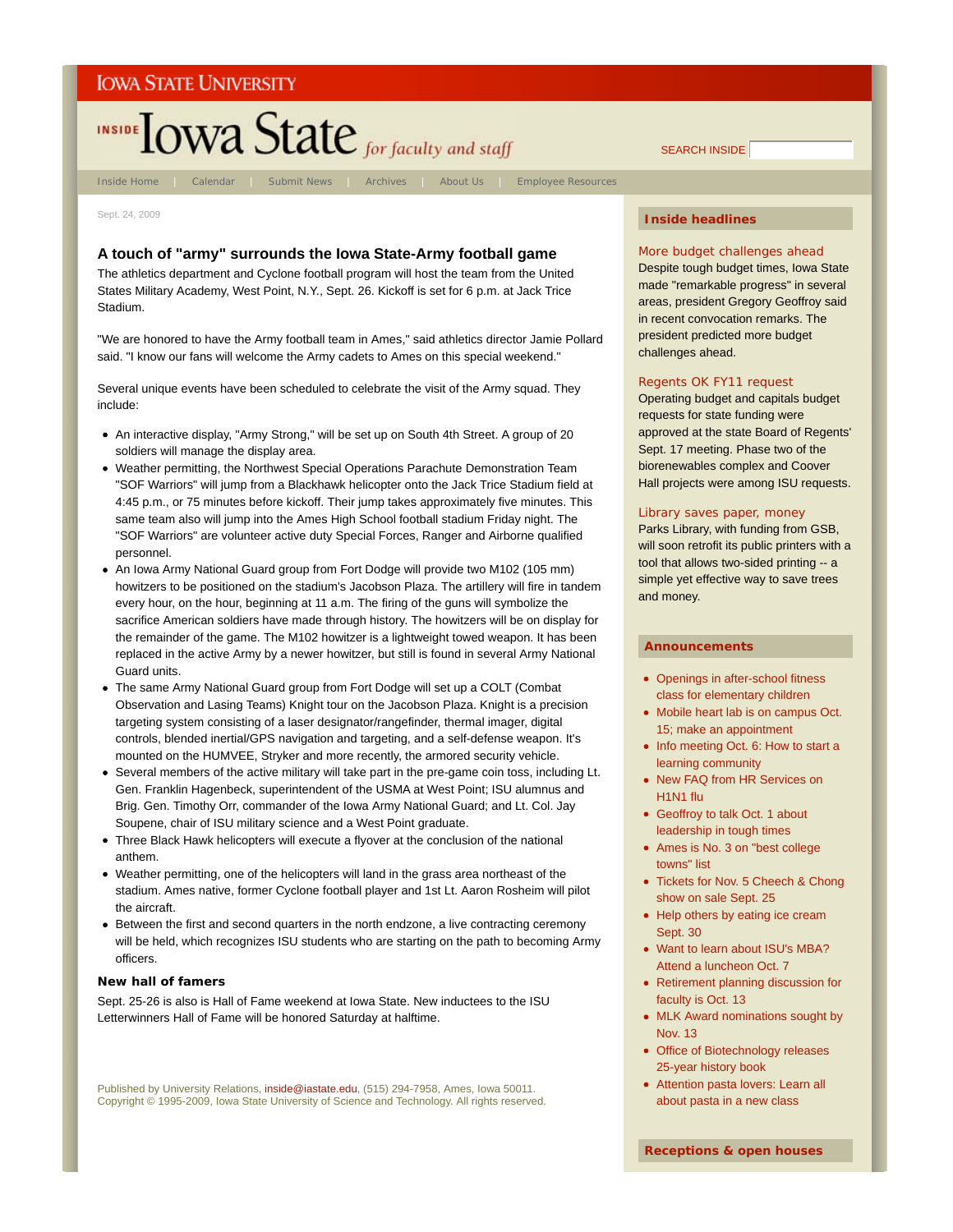IOWA STATE UNIVERSITY

INSIDE Iowa State *for faculty and staff*

SEARCH INSIDE

Inside Home | Calendar | Submit News | Archives | About Us | Employee Resources

Sept. 24, 2009

## A touch of "army" surrounds the Iowa State-Army football game

The athletics department and Cyclone football program will host the team from the United States Military Academy, West Point, N.Y., Sept. 26. Kickoff is set for 6 p.m. at Jack Trice Stadium.

"We are honored to have the Army football team in Ames," said athletics director Jamie Pollard said. "I know our fans will welcome the Army cadets to Ames on this special weekend."

Several unique events have been scheduled to celebrate the visit of the Army squad. They include:

- An interactive display, "Army Strong," will be set up on South 4th Street. A group of 20 soldiers will manage the display area.
- Weather permitting, the Northwest Special Operations Parachute Demonstration Team "SOF Warriors" will jump from a Blackhawk helicopter onto the Jack Trice Stadium field at 4:45 p.m., or 75 minutes before kickoff. Their jump takes approximately five minutes. This same team also will jump into the Ames High School football stadium Friday night. The "SOF Warriors" are volunteer active duty Special Forces, Ranger and Airborne qualified personnel.
- An Iowa Army National Guard group from Fort Dodge will provide two M102 (105 mm) howitzers to be positioned on the stadium's Jacobson Plaza. The artillery will fire in tandem every hour, on the hour, beginning at 11 a.m. The firing of the guns will symbolize the sacrifice American soldiers have made through history. The howitzers will be on display for the remainder of the game. The M102 howitzer is a lightweight towed weapon. It has been replaced in the active Army by a newer howitzer, but still is found in several Army National Guard units.
- The same Army National Guard group from Fort Dodge will set up a COLT (Combat Observation and Lasing Teams) Knight tour on the Jacobson Plaza. Knight is a precision targeting system consisting of a laser designator/rangefinder, thermal imager, digital controls, blended inertial/GPS navigation and targeting, and a self-defense weapon. It's mounted on the HUMVEE, Stryker and more recently, the armored security vehicle.
- Several members of the active military will take part in the pre-game coin toss, including Lt. Gen. Franklin Hagenbeck, superintendent of the USMA at West Point; ISU alumnus and Brig. Gen. Timothy Orr, commander of the Iowa Army National Guard; and Lt. Col. Jay Soupene, chair of ISU military science and a West Point graduate.
- Three Black Hawk helicopters will execute a flyover at the conclusion of the national anthem.
- Weather permitting, one of the helicopters will land in the grass area northeast of the stadium. Ames native, former Cyclone football player and 1st Lt. Aaron Rosheim will pilot the aircraft.
- Between the first and second quarters in the north endzone, a live contracting ceremony will be held, which recognizes ISU students who are starting on the path to becoming Army officers.

### New hall of famers

Sept. 25-26 is also is Hall of Fame weekend at Iowa State. New inductees to the ISU Letterwinners Hall of Fame will be honored Saturday at halftime.

Published by University Relations, inside@iastate.edu, (515) 294-7958, Ames, Iowa 50011.
Copyright © 1995-2009, Iowa State University of Science and Technology. All rights reserved.

### Inside headlines

**More budget challenges ahead**
Despite tough budget times, Iowa State made "remarkable progress" in several areas, president Gregory Geoffroy said in recent convocation remarks. The president predicted more budget challenges ahead.

**Regents OK FY11 request**
Operating budget and capitals budget requests for state funding were approved at the state Board of Regents' Sept. 17 meeting. Phase two of the biorenewables complex and Coover Hall projects were among ISU requests.

**Library saves paper, money**
Parks Library, with funding from GSB, will soon retrofit its public printers with a tool that allows two-sided printing -- a simple yet effective way to save trees and money.

### Announcements

- Openings in after-school fitness class for elementary children
- Mobile heart lab is on campus Oct. 15; make an appointment
- Info meeting Oct. 6: How to start a learning community
- New FAQ from HR Services on H1N1 flu
- Geoffroy to talk Oct. 1 about leadership in tough times
- Ames is No. 3 on "best college towns" list
- Tickets for Nov. 5 Cheech & Chong show on sale Sept. 25
- Help others by eating ice cream Sept. 30
- Want to learn about ISU's MBA? Attend a luncheon Oct. 7
- Retirement planning discussion for faculty is Oct. 13
- MLK Award nominations sought by Nov. 13
- Office of Biotechnology releases 25-year history book
- Attention pasta lovers: Learn all about pasta in a new class

### Receptions & open houses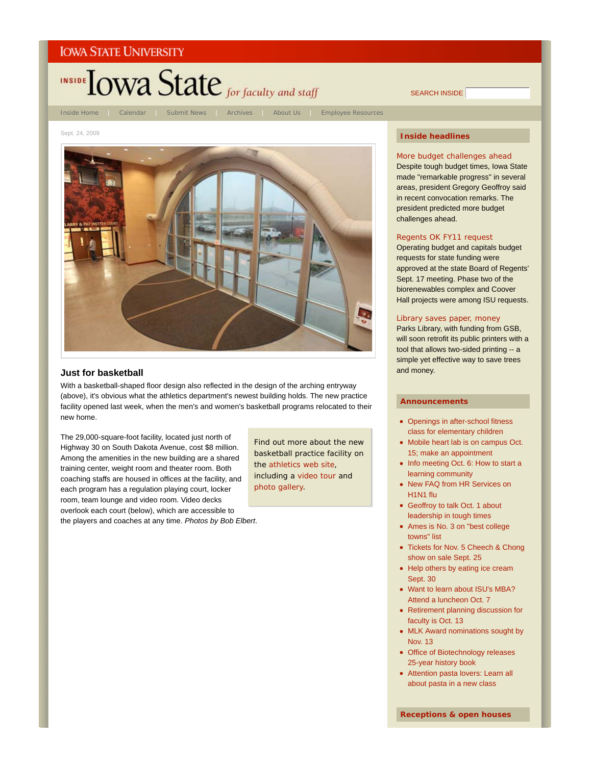IOWA STATE UNIVERSITY

# INSIDE Iowa State *for faculty and staff*

SEARCH INSIDE

Inside Home | Calendar | Submit News | Archives | About Us | Employee Resources

Sept. 24, 2009

## Just for basketball

With a basketball-shaped floor design also reflected in the design of the arching entryway (above), it's obvious what the athletics department's newest building holds. The new practice facility opened last week, when the men's and women's basketball programs relocated to their new home.

The 29,000-square-foot facility, located just north of Highway 30 on South Dakota Avenue, cost $8 million. Among the amenities in the new building are a shared training center, weight room and theater room. Both coaching staffs are housed in offices at the facility, and each program has a regulation playing court, locker room, team lounge and video room. Video decks overlook each court (below), which are accessible to the players and coaches at any time. *Photos by Bob Elbert*.

Find out more about the new basketball practice facility on the athletics web site, including a video tour and photo gallery.

### Inside headlines

**More budget challenges ahead**
Despite tough budget times, Iowa State made "remarkable progress" in several areas, president Gregory Geoffroy said in recent convocation remarks. The president predicted more budget challenges ahead.

**Regents OK FY11 request**
Operating budget and capitals budget requests for state funding were approved at the state Board of Regents' Sept. 17 meeting. Phase two of the biorenewables complex and Coover Hall projects were among ISU requests.

**Library saves paper, money**
Parks Library, with funding from GSB, will soon retrofit its public printers with a tool that allows two-sided printing -- a simple yet effective way to save trees and money.

### Announcements

- Openings in after-school fitness class for elementary children
- Mobile heart lab is on campus Oct. 15; make an appointment
- Info meeting Oct. 6: How to start a learning community
- New FAQ from HR Services on H1N1 flu
- Geoffroy to talk Oct. 1 about leadership in tough times
- Ames is No. 3 on "best college towns" list
- Tickets for Nov. 5 Cheech & Chong show on sale Sept. 25
- Help others by eating ice cream Sept. 30
- Want to learn about ISU's MBA? Attend a luncheon Oct. 7
- Retirement planning discussion for faculty is Oct. 13
- MLK Award nominations sought by Nov. 13
- Office of Biotechnology releases 25-year history book
- Attention pasta lovers: Learn all about pasta in a new class

### Receptions & open houses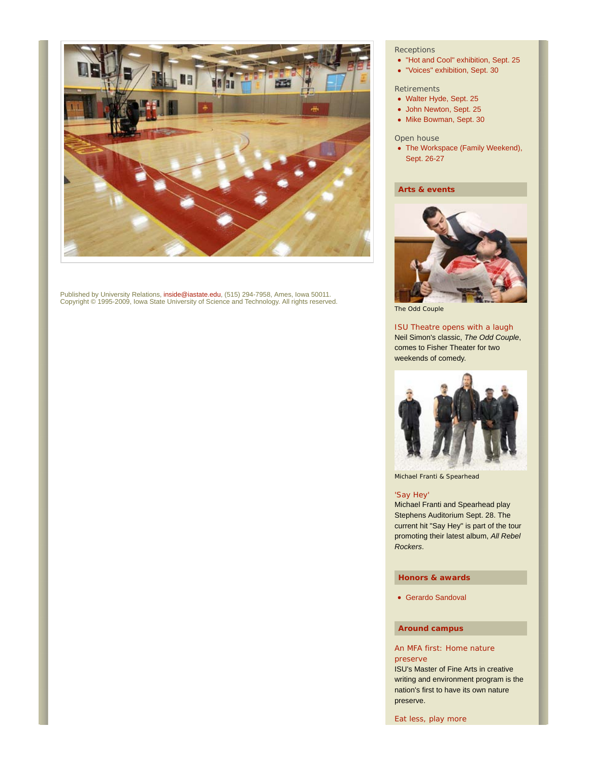Published by University Relations, inside@iastate.edu, (515) 294-7958, Ames, Iowa 50011.
Copyright © 1995-2009, Iowa State University of Science and Technology. All rights reserved.

Receptions

- "Hot and Cool" exhibition, Sept. 25
- "Voices" exhibition, Sept. 30

Retirements

- Walter Hyde, Sept. 25
- John Newton, Sept. 25
- Mike Bowman, Sept. 30

Open house

- The Workspace (Family Weekend), Sept. 26-27

## Arts & events

The Odd Couple

### ISU Theatre opens with a laugh

Neil Simon's classic, *The Odd Couple*, comes to Fisher Theater for two weekends of comedy.

Michael Franti & Spearhead

### 'Say Hey'

Michael Franti and Spearhead play Stephens Auditorium Sept. 28. The current hit "Say Hey" is part of the tour promoting their latest album, *All Rebel Rockers*.

## Honors & awards

- Gerardo Sandoval

## Around campus

### An MFA first: Home nature preserve

ISU's Master of Fine Arts in creative writing and environment program is the nation's first to have its own nature preserve.

### Eat less, play more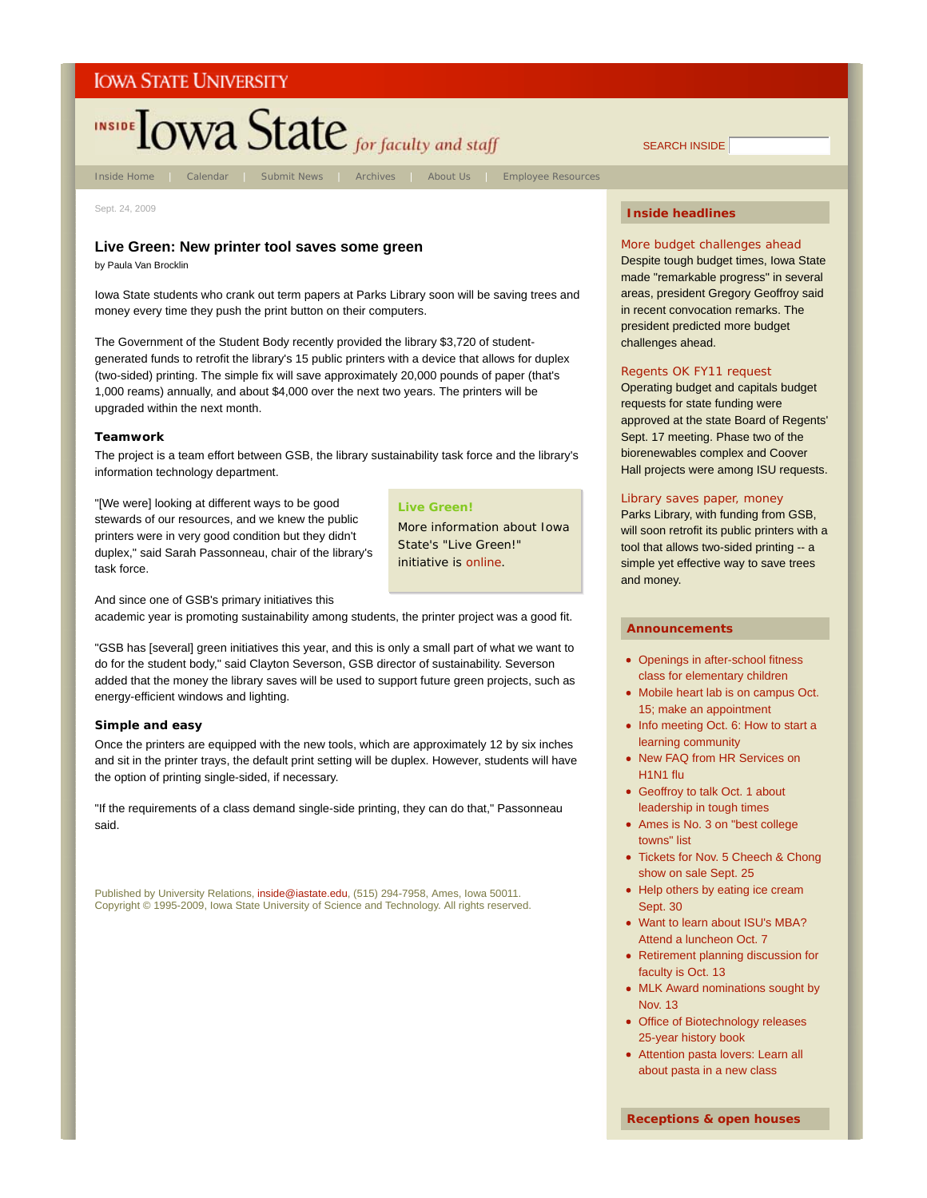IOWA STATE UNIVERSITY

INSIDE Iowa State *for faculty and staff*

SEARCH INSIDE

Inside Home | Calendar | Submit News | Archives | About Us | Employee Resources

Sept. 24, 2009

## Live Green: New printer tool saves some green

by Paula Van Brocklin

Iowa State students who crank out term papers at Parks Library soon will be saving trees and money every time they push the print button on their computers.

The Government of the Student Body recently provided the library $3,720 of student-generated funds to retrofit the library's 15 public printers with a device that allows for duplex (two-sided) printing. The simple fix will save approximately 20,000 pounds of paper (that's 1,000 reams) annually, and about $4,000 over the next two years. The printers will be upgraded within the next month.

### Teamwork

The project is a team effort between GSB, the library sustainability task force and the library's information technology department.

"[We were] looking at different ways to be good stewards of our resources, and we knew the public printers were in very good condition but they didn't duplex," said Sarah Passonneau, chair of the library's task force.

> **Live Green!**
>
> More information about Iowa State's "Live Green!" initiative is online.

And since one of GSB's primary initiatives this academic year is promoting sustainability among students, the printer project was a good fit.

"GSB has [several] green initiatives this year, and this is only a small part of what we want to do for the student body," said Clayton Severson, GSB director of sustainability. Severson added that the money the library saves will be used to support future green projects, such as energy-efficient windows and lighting.

### Simple and easy

Once the printers are equipped with the new tools, which are approximately 12 by six inches and sit in the printer trays, the default print setting will be duplex. However, students will have the option of printing single-sided, if necessary.

"If the requirements of a class demand single-side printing, they can do that," Passonneau said.

Published by University Relations, inside@iastate.edu, (515) 294-7958, Ames, Iowa 50011.
Copyright © 1995-2009, Iowa State University of Science and Technology. All rights reserved.

### Inside headlines

**More budget challenges ahead**
Despite tough budget times, Iowa State made "remarkable progress" in several areas, president Gregory Geoffroy said in recent convocation remarks. The president predicted more budget challenges ahead.

**Regents OK FY11 request**
Operating budget and capitals budget requests for state funding were approved at the state Board of Regents' Sept. 17 meeting. Phase two of the biorenewables complex and Coover Hall projects were among ISU requests.

**Library saves paper, money**
Parks Library, with funding from GSB, will soon retrofit its public printers with a tool that allows two-sided printing -- a simple yet effective way to save trees and money.

### Announcements

- Openings in after-school fitness class for elementary children
- Mobile heart lab is on campus Oct. 15; make an appointment
- Info meeting Oct. 6: How to start a learning community
- New FAQ from HR Services on H1N1 flu
- Geoffroy to talk Oct. 1 about leadership in tough times
- Ames is No. 3 on "best college towns" list
- Tickets for Nov. 5 Cheech & Chong show on sale Sept. 25
- Help others by eating ice cream Sept. 30
- Want to learn about ISU's MBA? Attend a luncheon Oct. 7
- Retirement planning discussion for faculty is Oct. 13
- MLK Award nominations sought by Nov. 13
- Office of Biotechnology releases 25-year history book
- Attention pasta lovers: Learn all about pasta in a new class

### Receptions & open houses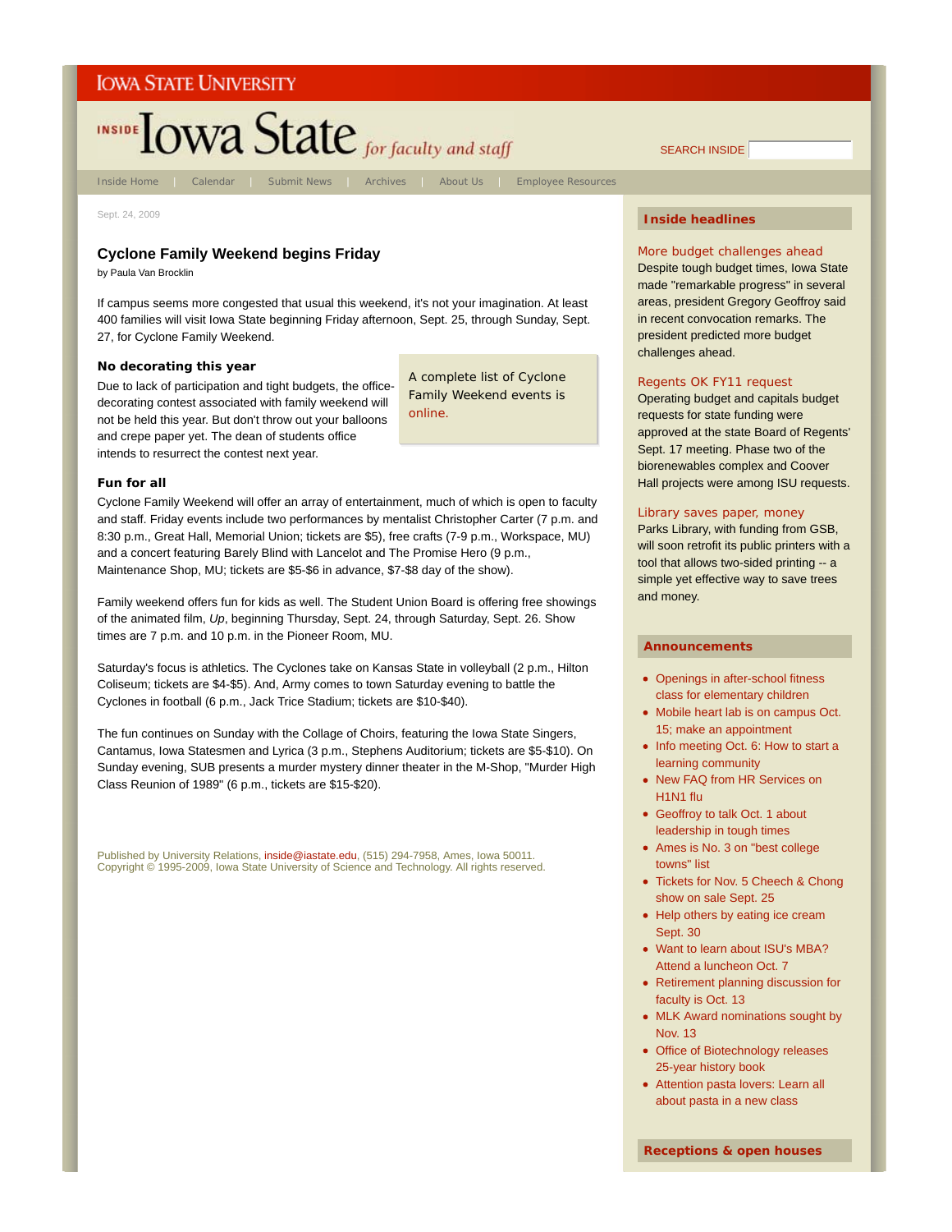# Cyclone Family Weekend begins Friday

Sept. 24, 2009

by Paula Van Brocklin

If campus seems more congested that usual this weekend, it's not your imagination. At least 400 families will visit Iowa State beginning Friday afternoon, Sept. 25, through Sunday, Sept. 27, for Cyclone Family Weekend.

A complete list of Cyclone Family Weekend events is online.

### No decorating this year

Due to lack of participation and tight budgets, the office-decorating contest associated with family weekend will not be held this year. But don't throw out your balloons and crepe paper yet. The dean of students office intends to resurrect the contest next year.

### Fun for all

Cyclone Family Weekend will offer an array of entertainment, much of which is open to faculty and staff. Friday events include two performances by mentalist Christopher Carter (7 p.m. and 8:30 p.m., Great Hall, Memorial Union; tickets are $5), free crafts (7-9 p.m., Workspace, MU) and a concert featuring Barely Blind with Lancelot and The Promise Hero (9 p.m., Maintenance Shop, MU; tickets are $5-$6 in advance, $7-$8 day of the show).

Family weekend offers fun for kids as well. The Student Union Board is offering free showings of the animated film, *Up*, beginning Thursday, Sept. 24, through Saturday, Sept. 26. Show times are 7 p.m. and 10 p.m. in the Pioneer Room, MU.

Saturday's focus is athletics. The Cyclones take on Kansas State in volleyball (2 p.m., Hilton Coliseum; tickets are $4-$5). And, Army comes to town Saturday evening to battle the Cyclones in football (6 p.m., Jack Trice Stadium; tickets are $10-$40).

The fun continues on Sunday with the Collage of Choirs, featuring the Iowa State Singers, Cantamus, Iowa Statesmen and Lyrica (3 p.m., Stephens Auditorium; tickets are $5-$10). On Sunday evening, SUB presents a murder mystery dinner theater in the M-Shop, "Murder High Class Reunion of 1989" (6 p.m., tickets are $15-$20).

Published by University Relations, inside@iastate.edu, (515) 294-7958, Ames, Iowa 50011.
Copyright © 1995-2009, Iowa State University of Science and Technology. All rights reserved.

## Inside headlines

**More budget challenges ahead**
Despite tough budget times, Iowa State made "remarkable progress" in several areas, president Gregory Geoffroy said in recent convocation remarks. The president predicted more budget challenges ahead.

**Regents OK FY11 request**
Operating budget and capitals budget requests for state funding were approved at the state Board of Regents' Sept. 17 meeting. Phase two of the biorenewables complex and Coover Hall projects were among ISU requests.

**Library saves paper, money**
Parks Library, with funding from GSB, will soon retrofit its public printers with a tool that allows two-sided printing -- a simple yet effective way to save trees and money.

## Announcements

- Openings in after-school fitness class for elementary children
- Mobile heart lab is on campus Oct. 15; make an appointment
- Info meeting Oct. 6: How to start a learning community
- New FAQ from HR Services on H1N1 flu
- Geoffroy to talk Oct. 1 about leadership in tough times
- Ames is No. 3 on "best college towns" list
- Tickets for Nov. 5 Cheech & Chong show on sale Sept. 25
- Help others by eating ice cream Sept. 30
- Want to learn about ISU's MBA? Attend a luncheon Oct. 7
- Retirement planning discussion for faculty is Oct. 13
- MLK Award nominations sought by Nov. 13
- Office of Biotechnology releases 25-year history book
- Attention pasta lovers: Learn all about pasta in a new class

## Receptions & open houses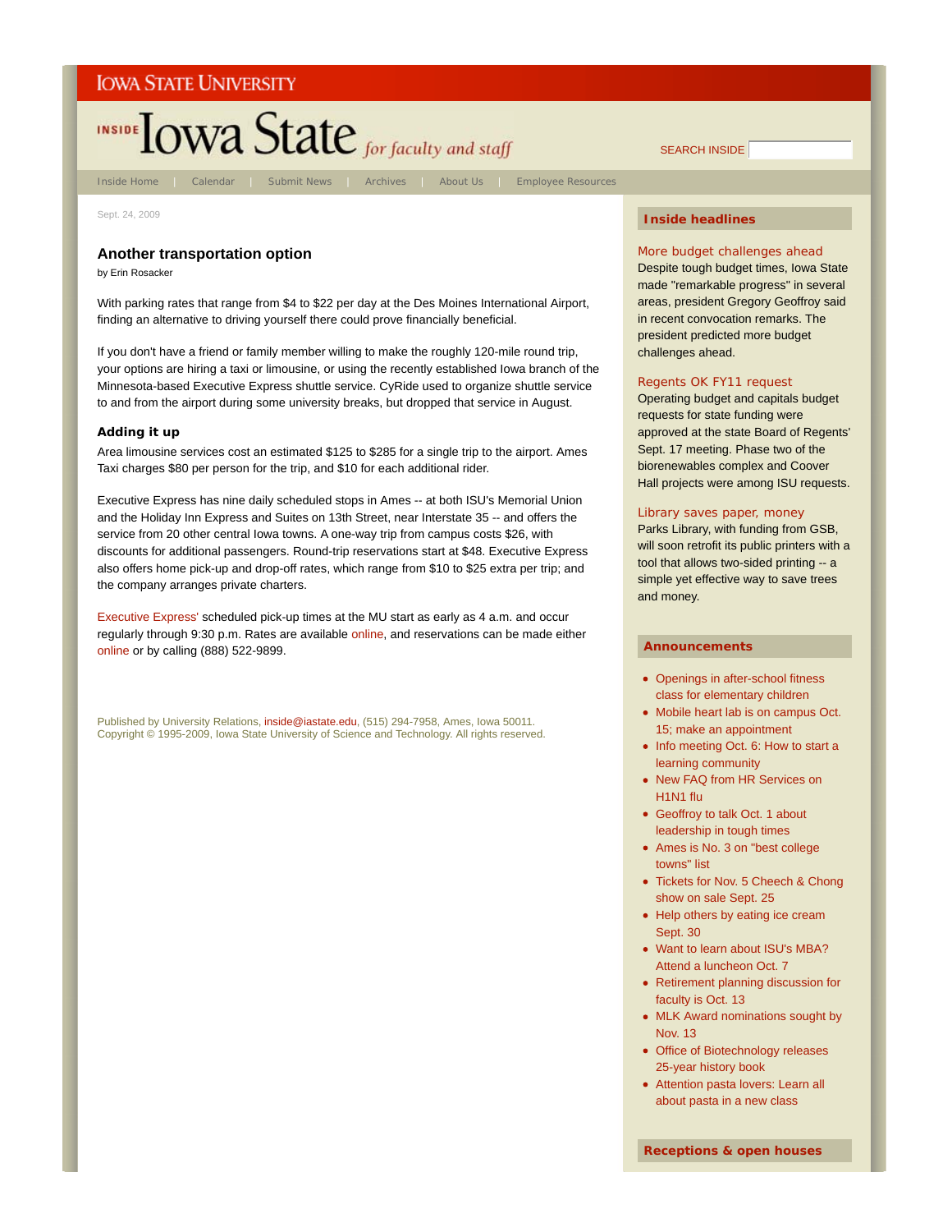IOWA STATE UNIVERSITY

INSIDE Iowa State *for faculty and staff*

SEARCH INSIDE

Inside Home | Calendar | Submit News | Archives | About Us | Employee Resources

Sept. 24, 2009

## Another transportation option

by Erin Rosacker

With parking rates that range from $4 to $22 per day at the Des Moines International Airport, finding an alternative to driving yourself there could prove financially beneficial.

If you don't have a friend or family member willing to make the roughly 120-mile round trip, your options are hiring a taxi or limousine, or using the recently established Iowa branch of the Minnesota-based Executive Express shuttle service. CyRide used to organize shuttle service to and from the airport during some university breaks, but dropped that service in August.

### Adding it up

Area limousine services cost an estimated $125 to $285 for a single trip to the airport. Ames Taxi charges $80 per person for the trip, and $10 for each additional rider.

Executive Express has nine daily scheduled stops in Ames -- at both ISU's Memorial Union and the Holiday Inn Express and Suites on 13th Street, near Interstate 35 -- and offers the service from 20 other central Iowa towns. A one-way trip from campus costs $26, with discounts for additional passengers. Round-trip reservations start at $48. Executive Express also offers home pick-up and drop-off rates, which range from $10 to $25 extra per trip; and the company arranges private charters.

Executive Express' scheduled pick-up times at the MU start as early as 4 a.m. and occur regularly through 9:30 p.m. Rates are available online, and reservations can be made either online or by calling (888) 522-9899.

Published by University Relations, inside@iastate.edu, (515) 294-7958, Ames, Iowa 50011.
Copyright © 1995-2009, Iowa State University of Science and Technology. All rights reserved.

## Inside headlines

**More budget challenges ahead**
Despite tough budget times, Iowa State made "remarkable progress" in several areas, president Gregory Geoffroy said in recent convocation remarks. The president predicted more budget challenges ahead.

**Regents OK FY11 request**
Operating budget and capitals budget requests for state funding were approved at the state Board of Regents' Sept. 17 meeting. Phase two of the biorenewables complex and Coover Hall projects were among ISU requests.

**Library saves paper, money**
Parks Library, with funding from GSB, will soon retrofit its public printers with a tool that allows two-sided printing -- a simple yet effective way to save trees and money.

## Announcements

- Openings in after-school fitness class for elementary children
- Mobile heart lab is on campus Oct. 15; make an appointment
- Info meeting Oct. 6: How to start a learning community
- New FAQ from HR Services on H1N1 flu
- Geoffroy to talk Oct. 1 about leadership in tough times
- Ames is No. 3 on "best college towns" list
- Tickets for Nov. 5 Cheech & Chong show on sale Sept. 25
- Help others by eating ice cream Sept. 30
- Want to learn about ISU's MBA? Attend a luncheon Oct. 7
- Retirement planning discussion for faculty is Oct. 13
- MLK Award nominations sought by Nov. 13
- Office of Biotechnology releases 25-year history book
- Attention pasta lovers: Learn all about pasta in a new class

## Receptions & open houses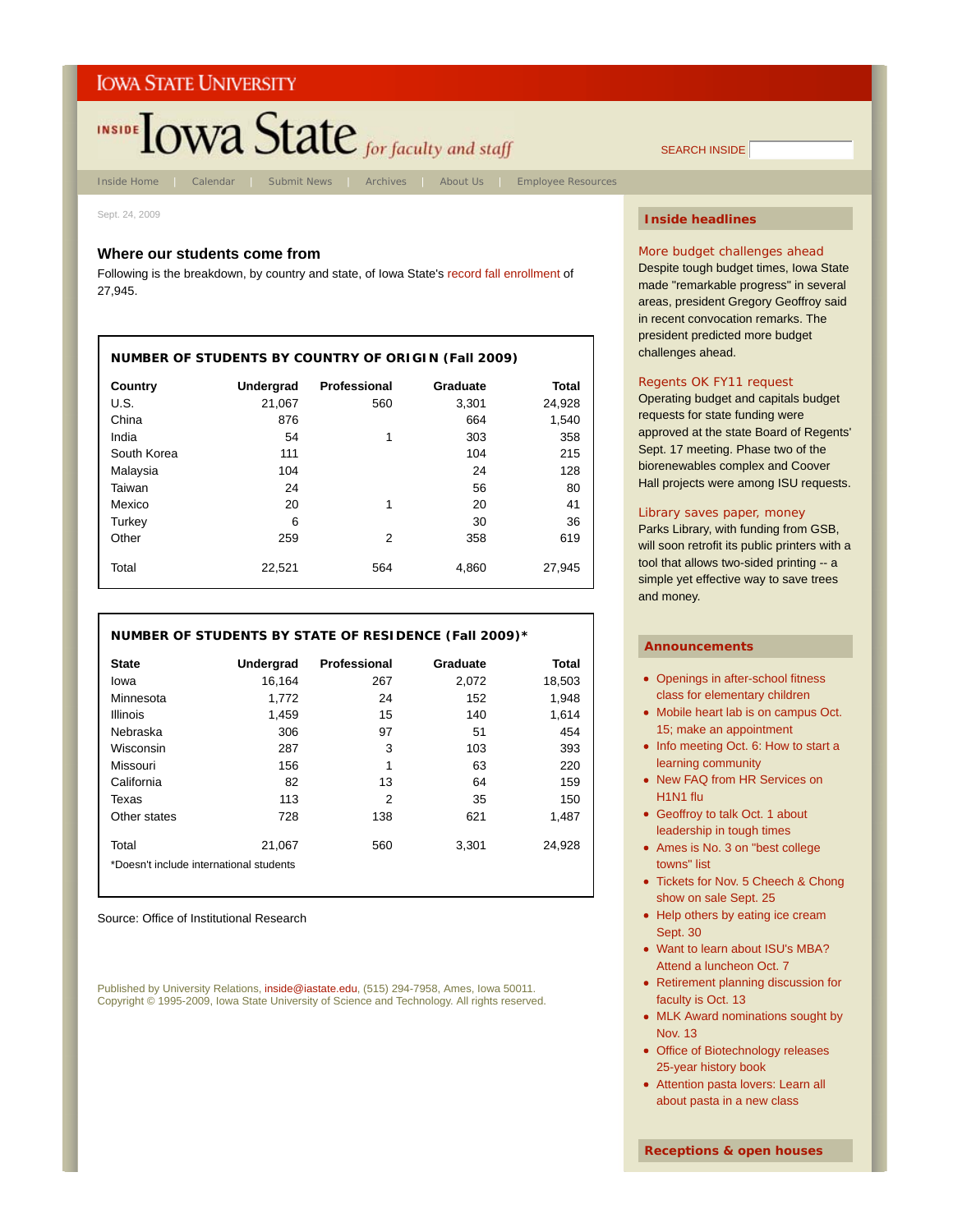IOWA STATE UNIVERSITY

INSIDE Iowa State *for faculty and staff*

SEARCH INSIDE

Inside Home | Calendar | Submit News | Archives | About Us | Employee Resources

Sept. 24, 2009

## Where our students come from

Following is the breakdown, by country and state, of Iowa State's record fall enrollment of 27,945.

**NUMBER OF STUDENTS BY COUNTRY OF ORIGIN (Fall 2009)**

| Country | Undergrad | Professional | Graduate | Total |
|---|---|---|---|---|
| U.S. | 21,067 | 560 | 3,301 | 24,928 |
| China | 876 | | 664 | 1,540 |
| India | 54 | 1 | 303 | 358 |
| South Korea | 111 | | 104 | 215 |
| Malaysia | 104 | | 24 | 128 |
| Taiwan | 24 | | 56 | 80 |
| Mexico | 20 | 1 | 20 | 41 |
| Turkey | 6 | | 30 | 36 |
| Other | 259 | 2 | 358 | 619 |
| Total | 22,521 | 564 | 4,860 | 27,945 |

**NUMBER OF STUDENTS BY STATE OF RESIDENCE (Fall 2009)***

| State | Undergrad | Professional | Graduate | Total |
|---|---|---|---|---|
| Iowa | 16,164 | 267 | 2,072 | 18,503 |
| Minnesota | 1,772 | 24 | 152 | 1,948 |
| Illinois | 1,459 | 15 | 140 | 1,614 |
| Nebraska | 306 | 97 | 51 | 454 |
| Wisconsin | 287 | 3 | 103 | 393 |
| Missouri | 156 | 1 | 63 | 220 |
| California | 82 | 13 | 64 | 159 |
| Texas | 113 | 2 | 35 | 150 |
| Other states | 728 | 138 | 621 | 1,487 |
| Total | 21,067 | 560 | 3,301 | 24,928 |

*Doesn't include international students

Source: Office of Institutional Research

Published by University Relations, inside@iastate.edu, (515) 294-7958, Ames, Iowa 50011.
Copyright © 1995-2009, Iowa State University of Science and Technology. All rights reserved.

### Inside headlines

**More budget challenges ahead**
Despite tough budget times, Iowa State made "remarkable progress" in several areas, president Gregory Geoffroy said in recent convocation remarks. The president predicted more budget challenges ahead.

**Regents OK FY11 request**
Operating budget and capitals budget requests for state funding were approved at the state Board of Regents' Sept. 17 meeting. Phase two of the biorenewables complex and Coover Hall projects were among ISU requests.

**Library saves paper, money**
Parks Library, with funding from GSB, will soon retrofit its public printers with a tool that allows two-sided printing -- a simple yet effective way to save trees and money.

### Announcements

- Openings in after-school fitness class for elementary children
- Mobile heart lab is on campus Oct. 15; make an appointment
- Info meeting Oct. 6: How to start a learning community
- New FAQ from HR Services on H1N1 flu
- Geoffroy to talk Oct. 1 about leadership in tough times
- Ames is No. 3 on "best college towns" list
- Tickets for Nov. 5 Cheech & Chong show on sale Sept. 25
- Help others by eating ice cream Sept. 30
- Want to learn about ISU's MBA? Attend a luncheon Oct. 7
- Retirement planning discussion for faculty is Oct. 13
- MLK Award nominations sought by Nov. 13
- Office of Biotechnology releases 25-year history book
- Attention pasta lovers: Learn all about pasta in a new class

### Receptions & open houses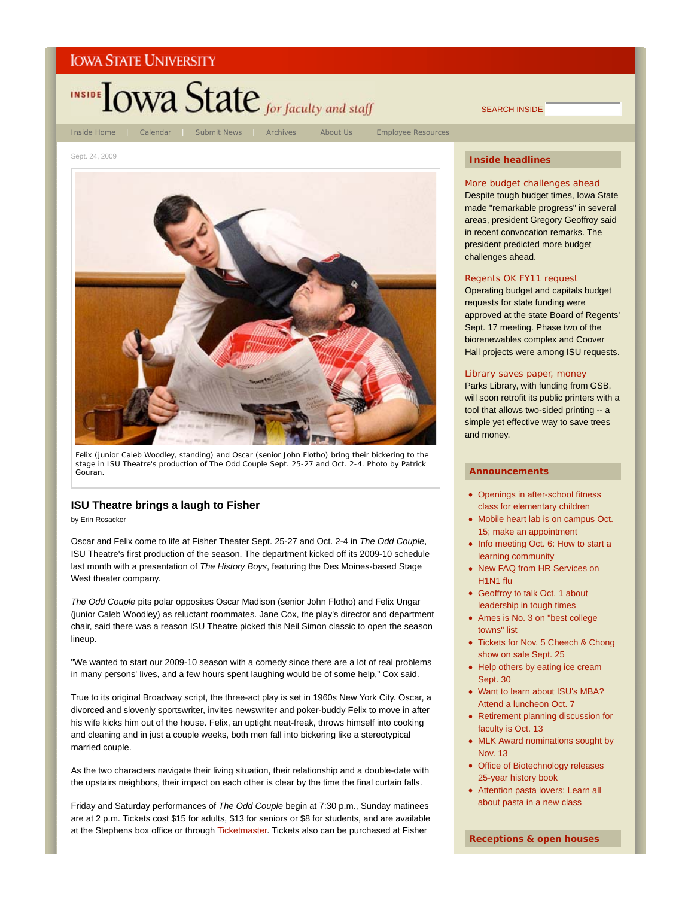IOWA STATE UNIVERSITY

INSIDE Iowa State *for faculty and staff*

SEARCH INSIDE

Inside Home | Calendar | Submit News | Archives | About Us | Employee Resources

Sept. 24, 2009

Felix (junior Caleb Woodley, standing) and Oscar (senior John Flotho) bring their bickering to the stage in ISU Theatre's production of The Odd Couple Sept. 25-27 and Oct. 2-4. Photo by Patrick Gouran.

## ISU Theatre brings a laugh to Fisher

by Erin Rosacker

Oscar and Felix come to life at Fisher Theater Sept. 25-27 and Oct. 2-4 in *The Odd Couple*, ISU Theatre's first production of the season. The department kicked off its 2009-10 schedule last month with a presentation of *The History Boys*, featuring the Des Moines-based Stage West theater company.

*The Odd Couple* pits polar opposites Oscar Madison (senior John Flotho) and Felix Ungar (junior Caleb Woodley) as reluctant roommates. Jane Cox, the play's director and department chair, said there was a reason ISU Theatre picked this Neil Simon classic to open the season lineup.

"We wanted to start our 2009-10 season with a comedy since there are a lot of real problems in many persons' lives, and a few hours spent laughing would be of some help," Cox said.

True to its original Broadway script, the three-act play is set in 1960s New York City. Oscar, a divorced and slovenly sportswriter, invites newswriter and poker-buddy Felix to move in after his wife kicks him out of the house. Felix, an uptight neat-freak, throws himself into cooking and cleaning and in just a couple weeks, both men fall into bickering like a stereotypical married couple.

As the two characters navigate their living situation, their relationship and a double-date with the upstairs neighbors, their impact on each other is clear by the time the final curtain falls.

Friday and Saturday performances of *The Odd Couple* begin at 7:30 p.m., Sunday matinees are at 2 p.m. Tickets cost $15 for adults, $13 for seniors or $8 for students, and are available at the Stephens box office or through Ticketmaster. Tickets also can be purchased at Fisher

### Inside headlines

**More budget challenges ahead**
Despite tough budget times, Iowa State made "remarkable progress" in several areas, president Gregory Geoffroy said in recent convocation remarks. The president predicted more budget challenges ahead.

**Regents OK FY11 request**
Operating budget and capitals budget requests for state funding were approved at the state Board of Regents' Sept. 17 meeting. Phase two of the biorenewables complex and Coover Hall projects were among ISU requests.

**Library saves paper, money**
Parks Library, with funding from GSB, will soon retrofit its public printers with a tool that allows two-sided printing -- a simple yet effective way to save trees and money.

### Announcements

- Openings in after-school fitness class for elementary children
- Mobile heart lab is on campus Oct. 15; make an appointment
- Info meeting Oct. 6: How to start a learning community
- New FAQ from HR Services on H1N1 flu
- Geoffroy to talk Oct. 1 about leadership in tough times
- Ames is No. 3 on "best college towns" list
- Tickets for Nov. 5 Cheech & Chong show on sale Sept. 25
- Help others by eating ice cream Sept. 30
- Want to learn about ISU's MBA? Attend a luncheon Oct. 7
- Retirement planning discussion for faculty is Oct. 13
- MLK Award nominations sought by Nov. 13
- Office of Biotechnology releases 25-year history book
- Attention pasta lovers: Learn all about pasta in a new class

### Receptions & open houses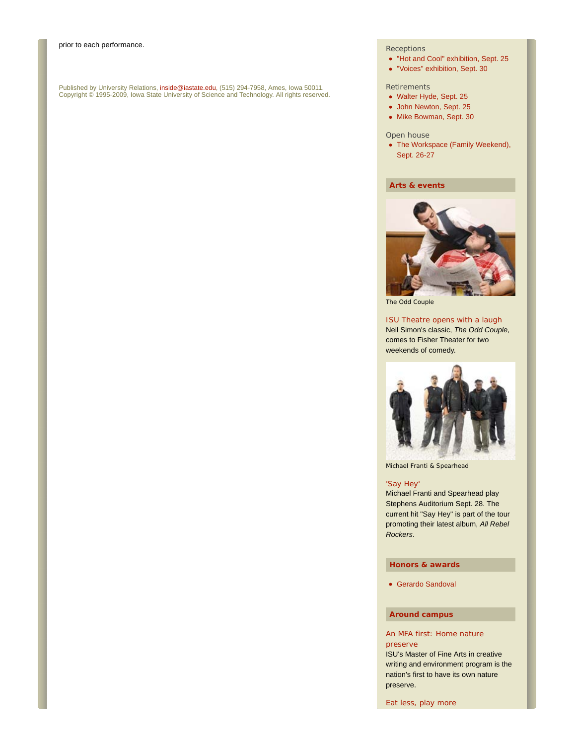prior to each performance.

Published by University Relations, inside@iastate.edu, (515) 294-7958, Ames, Iowa 50011.
Copyright © 1995-2009, Iowa State University of Science and Technology. All rights reserved.

Receptions

- "Hot and Cool" exhibition, Sept. 25
- "Voices" exhibition, Sept. 30

Retirements

- Walter Hyde, Sept. 25
- John Newton, Sept. 25
- Mike Bowman, Sept. 30

Open house

- The Workspace (Family Weekend), Sept. 26-27

## Arts & events

The Odd Couple

### ISU Theatre opens with a laugh

Neil Simon's classic, *The Odd Couple*, comes to Fisher Theater for two weekends of comedy.

Michael Franti & Spearhead

### 'Say Hey'

Michael Franti and Spearhead play Stephens Auditorium Sept. 28. The current hit "Say Hey" is part of the tour promoting their latest album, *All Rebel Rockers*.

## Honors & awards

- Gerardo Sandoval

## Around campus

### An MFA first: Home nature preserve

ISU's Master of Fine Arts in creative writing and environment program is the nation's first to have its own nature preserve.

### Eat less, play more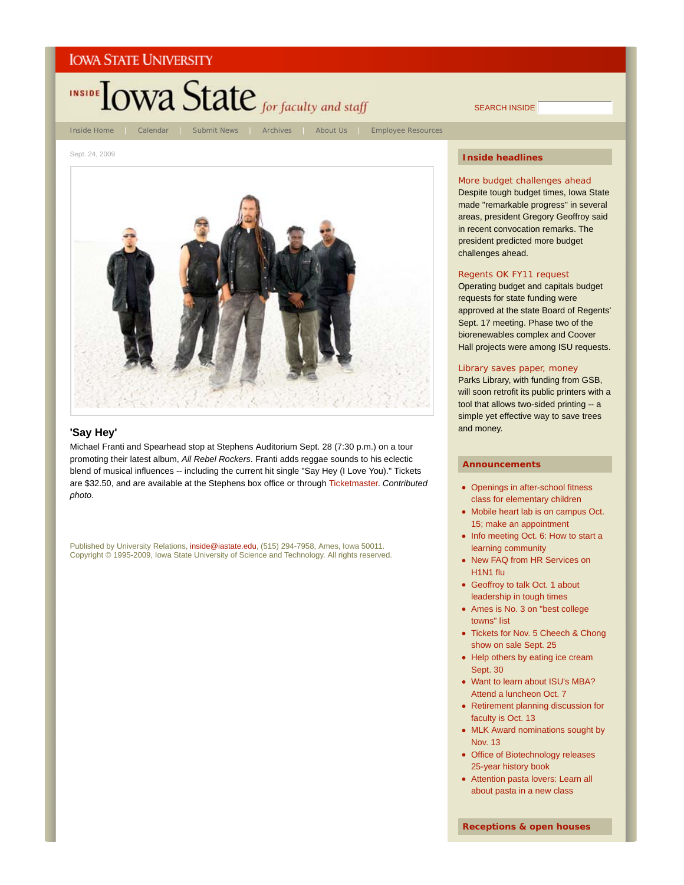IOWA STATE UNIVERSITY

INSIDE Iowa State *for faculty and staff*

SEARCH INSIDE

Inside Home | Calendar | Submit News | Archives | About Us | Employee Resources

Sept. 24, 2009

## 'Say Hey'

Michael Franti and Spearhead stop at Stephens Auditorium Sept. 28 (7:30 p.m.) on a tour promoting their latest album, *All Rebel Rockers*. Franti adds reggae sounds to his eclectic blend of musical influences -- including the current hit single "Say Hey (I Love You)." Tickets are $32.50, and are available at the Stephens box office or through Ticketmaster. *Contributed photo*.

Published by University Relations, inside@iastate.edu, (515) 294-7958, Ames, Iowa 50011.
Copyright © 1995-2009, Iowa State University of Science and Technology. All rights reserved.

### Inside headlines

**More budget challenges ahead**
Despite tough budget times, Iowa State made "remarkable progress" in several areas, president Gregory Geoffroy said in recent convocation remarks. The president predicted more budget challenges ahead.

**Regents OK FY11 request**
Operating budget and capitals budget requests for state funding were approved at the state Board of Regents' Sept. 17 meeting. Phase two of the biorenewables complex and Coover Hall projects were among ISU requests.

**Library saves paper, money**
Parks Library, with funding from GSB, will soon retrofit its public printers with a tool that allows two-sided printing -- a simple yet effective way to save trees and money.

### Announcements

- Openings in after-school fitness class for elementary children
- Mobile heart lab is on campus Oct. 15; make an appointment
- Info meeting Oct. 6: How to start a learning community
- New FAQ from HR Services on H1N1 flu
- Geoffroy to talk Oct. 1 about leadership in tough times
- Ames is No. 3 on "best college towns" list
- Tickets for Nov. 5 Cheech & Chong show on sale Sept. 25
- Help others by eating ice cream Sept. 30
- Want to learn about ISU's MBA? Attend a luncheon Oct. 7
- Retirement planning discussion for faculty is Oct. 13
- MLK Award nominations sought by Nov. 13
- Office of Biotechnology releases 25-year history book
- Attention pasta lovers: Learn all about pasta in a new class

### Receptions & open houses